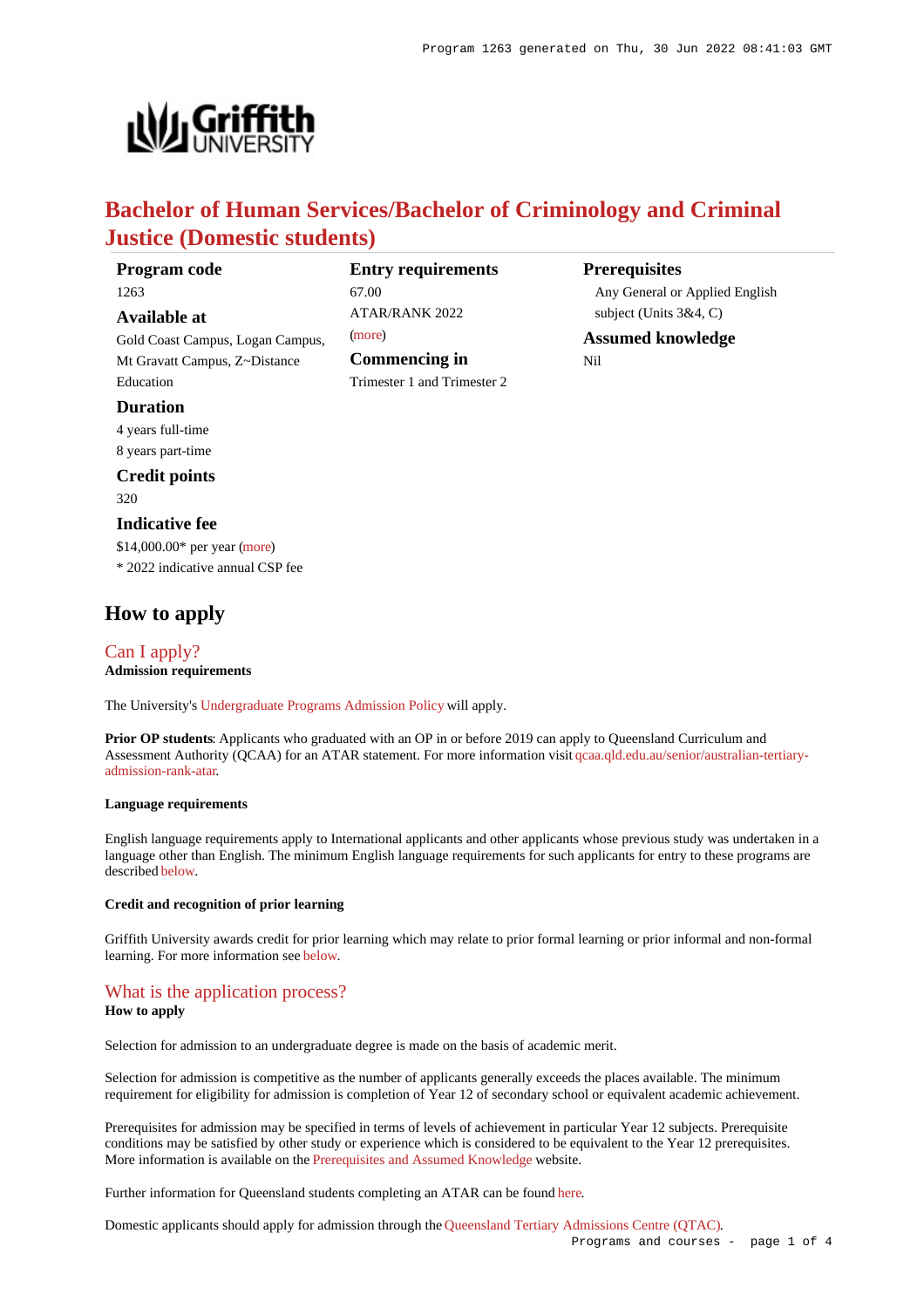# Bachelor of Human Services/Bachelor of Criminology and Criminal Justice (Domestic students)

**Program code**
1263

**Available at**
Gold Coast Campus, Logan Campus, Mt Gravatt Campus, Z~Distance Education

**Duration**
4 years full-time
8 years part-time

**Credit points**
320

**Indicative fee**
$14,000.00* per year (more)
* 2022 indicative annual CSP fee

**Entry requirements**
67.00
ATAR/RANK 2022
(more)

**Commencing in**
Trimester 1 and Trimester 2

**Prerequisites**
Any General or Applied English subject (Units 3&4, C)

**Assumed knowledge**
Nil

## How to apply

### Can I apply?

**Admission requirements**

The University's Undergraduate Programs Admission Policy will apply.

**Prior OP students**: Applicants who graduated with an OP in or before 2019 can apply to Queensland Curriculum and Assessment Authority (QCAA) for an ATAR statement. For more information visit qcaa.qld.edu.au/senior/australian-tertiary-admission-rank-atar.

**Language requirements**

English language requirements apply to International applicants and other applicants whose previous study was undertaken in a language other than English. The minimum English language requirements for such applicants for entry to these programs are described below.

**Credit and recognition of prior learning**

Griffith University awards credit for prior learning which may relate to prior formal learning or prior informal and non-formal learning. For more information see below.

### What is the application process?

**How to apply**

Selection for admission to an undergraduate degree is made on the basis of academic merit.

Selection for admission is competitive as the number of applicants generally exceeds the places available. The minimum requirement for eligibility for admission is completion of Year 12 of secondary school or equivalent academic achievement.

Prerequisites for admission may be specified in terms of levels of achievement in particular Year 12 subjects. Prerequisite conditions may be satisfied by other study or experience which is considered to be equivalent to the Year 12 prerequisites. More information is available on the Prerequisites and Assumed Knowledge website.

Further information for Queensland students completing an ATAR can be found here.

Domestic applicants should apply for admission through the Queensland Tertiary Admissions Centre (QTAC).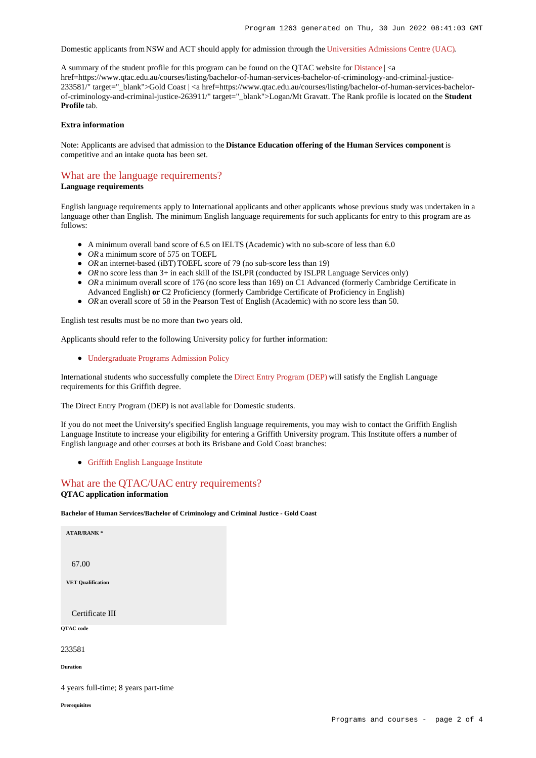Domestic applicants from NSW and ACT should apply for admission through the Universities Admissions Centre (UAC).

A summary of the student profile for this program can be found on the QTAC website for Distance | <a href=https://www.qtac.edu.au/courses/listing/bachelor-of-human-services-bachelor-of-criminology-and-criminal-justice-233581/" target="_blank">Gold Coast | <a href=https://www.qtac.edu.au/courses/listing/bachelor-of-human-services-bachelor-of-criminology-and-criminal-justice-263911/" target="_blank">Logan/Mt Gravatt. The Rank profile is located on the **Student Profile** tab.

#### Extra information

Note: Applicants are advised that admission to the **Distance Education offering of the Human Services component** is competitive and an intake quota has been set.

## What are the language requirements?

**Language requirements**

English language requirements apply to International applicants and other applicants whose previous study was undertaken in a language other than English. The minimum English language requirements for such applicants for entry to this program are as follows:

- A minimum overall band score of 6.5 on IELTS (Academic) with no sub-score of less than 6.0
- *OR* a minimum score of 575 on TOEFL
- *OR* an internet-based (iBT) TOEFL score of 79 (no sub-score less than 19)
- *OR* no score less than 3+ in each skill of the ISLPR (conducted by ISLPR Language Services only)
- *OR* a minimum overall score of 176 (no score less than 169) on C1 Advanced (formerly Cambridge Certificate in Advanced English) **or** C2 Proficiency (formerly Cambridge Certificate of Proficiency in English)
- *OR* an overall score of 58 in the Pearson Test of English (Academic) with no score less than 50.

English test results must be no more than two years old.

Applicants should refer to the following University policy for further information:

- Undergraduate Programs Admission Policy

International students who successfully complete the Direct Entry Program (DEP) will satisfy the English Language requirements for this Griffith degree.

The Direct Entry Program (DEP) is not available for Domestic students.

If you do not meet the University's specified English language requirements, you may wish to contact the Griffith English Language Institute to increase your eligibility for entering a Griffith University program. This Institute offers a number of English language and other courses at both its Brisbane and Gold Coast branches:

- Griffith English Language Institute

## What are the QTAC/UAC entry requirements?

**QTAC application information**

##### Bachelor of Human Services/Bachelor of Criminology and Criminal Justice - Gold Coast

| ATAR/RANK * |
|---|
| 67.00 |
| **VET Qualification** |
| Certificate III |

**QTAC code**

233581

**Duration**

4 years full-time; 8 years part-time

**Prerequisites**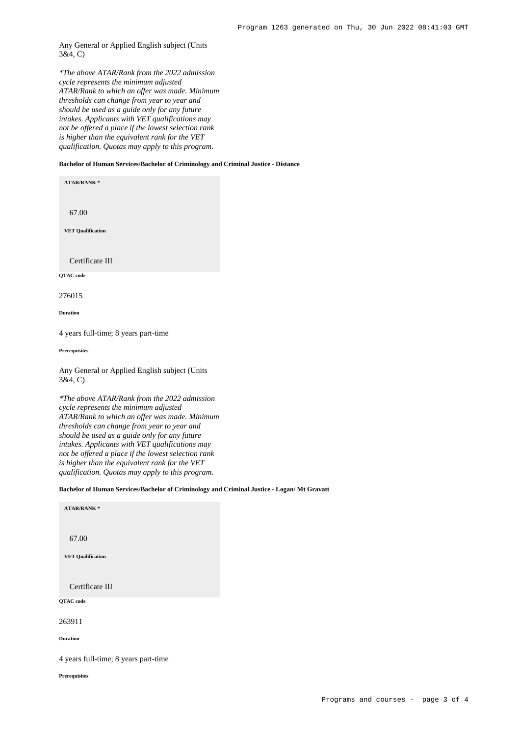Any General or Applied English subject (Units 3&4, C)

*\*The above ATAR/Rank from the 2022 admission cycle represents the minimum adjusted ATAR/Rank to which an offer was made. Minimum thresholds can change from year to year and should be used as a guide only for any future intakes. Applicants with VET qualifications may not be offered a place if the lowest selection rank is higher than the equivalent rank for the VET qualification. Quotas may apply to this program.*

#### Bachelor of Human Services/Bachelor of Criminology and Criminal Justice - Distance

**ATAR/RANK \***

67.00

**VET Qualification**

Certificate III

**QTAC code**

276015

**Duration**

4 years full-time; 8 years part-time

**Prerequisites**

Any General or Applied English subject (Units 3&4, C)

*\*The above ATAR/Rank from the 2022 admission cycle represents the minimum adjusted ATAR/Rank to which an offer was made. Minimum thresholds can change from year to year and should be used as a guide only for any future intakes. Applicants with VET qualifications may not be offered a place if the lowest selection rank is higher than the equivalent rank for the VET qualification. Quotas may apply to this program.*

#### Bachelor of Human Services/Bachelor of Criminology and Criminal Justice - Logan/ Mt Gravatt

**ATAR/RANK \***

67.00

**VET Qualification**

Certificate III

**QTAC code**

263911

**Duration**

4 years full-time; 8 years part-time

**Prerequisites**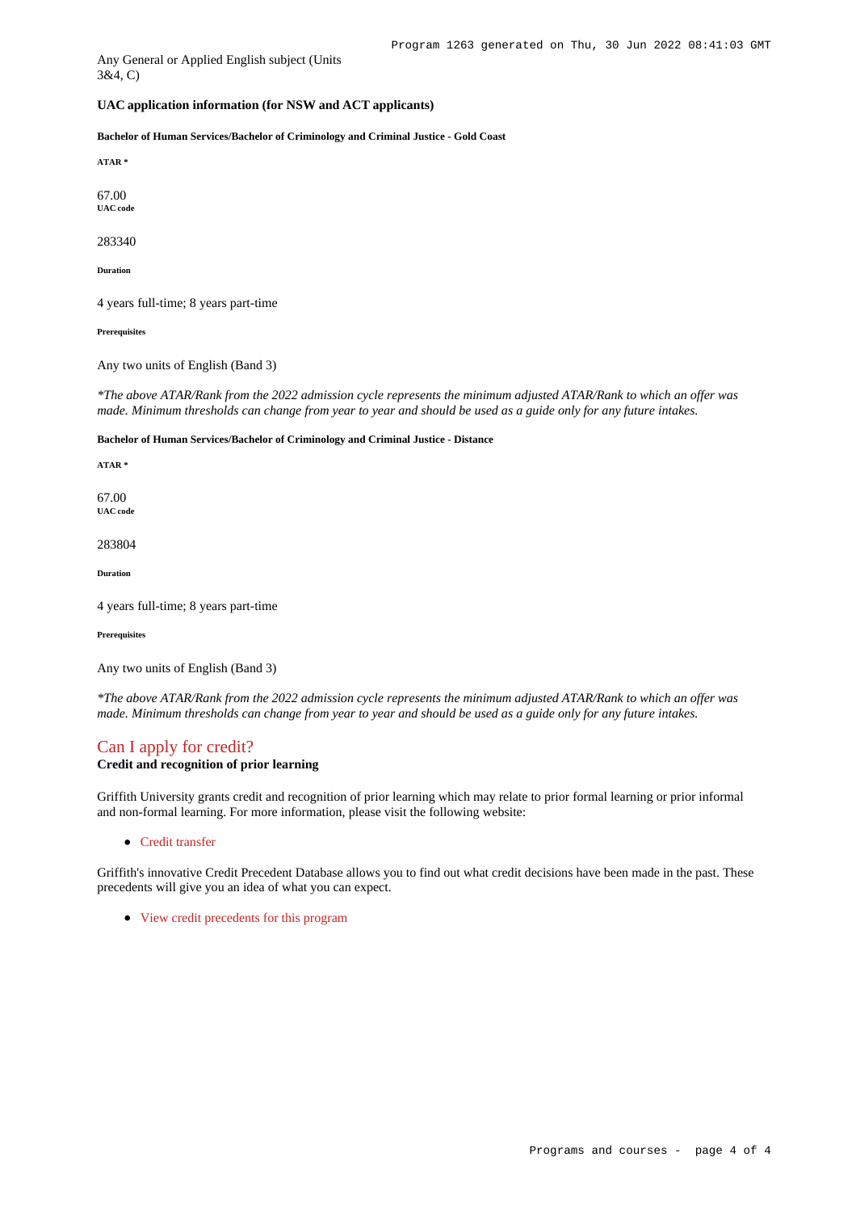Any General or Applied English subject (Units 3&4, C)

### UAC application information (for NSW and ACT applicants)

#### Bachelor of Human Services/Bachelor of Criminology and Criminal Justice - Gold Coast

**ATAR ***

67.00

**UAC code**

283340

**Duration**

4 years full-time; 8 years part-time

**Prerequisites**

Any two units of English (Band 3)

*\*The above ATAR/Rank from the 2022 admission cycle represents the minimum adjusted ATAR/Rank to which an offer was made. Minimum thresholds can change from year to year and should be used as a guide only for any future intakes.*

#### Bachelor of Human Services/Bachelor of Criminology and Criminal Justice - Distance

**ATAR ***

67.00

**UAC code**

283804

**Duration**

4 years full-time; 8 years part-time

**Prerequisites**

Any two units of English (Band 3)

*\*The above ATAR/Rank from the 2022 admission cycle represents the minimum adjusted ATAR/Rank to which an offer was made. Minimum thresholds can change from year to year and should be used as a guide only for any future intakes.*

## Can I apply for credit?

### Credit and recognition of prior learning

Griffith University grants credit and recognition of prior learning which may relate to prior formal learning or prior informal and non-formal learning. For more information, please visit the following website:

- Credit transfer

Griffith's innovative Credit Precedent Database allows you to find out what credit decisions have been made in the past. These precedents will give you an idea of what you can expect.

- View credit precedents for this program